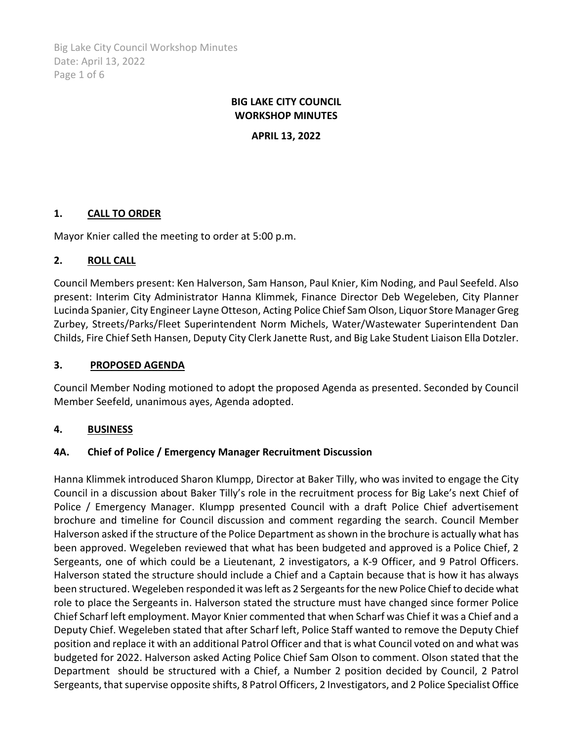# BIG LAKE CITY COUNCIL
# WORKSHOP MINUTES

**APRIL 13, 2022**

## 1. CALL TO ORDER

Mayor Knier called the meeting to order at 5:00 p.m.

## 2. ROLL CALL

Council Members present: Ken Halverson, Sam Hanson, Paul Knier, Kim Noding, and Paul Seefeld. Also present: Interim City Administrator Hanna Klimmek, Finance Director Deb Wegeleben, City Planner Lucinda Spanier, City Engineer Layne Otteson, Acting Police Chief Sam Olson, Liquor Store Manager Greg Zurbey, Streets/Parks/Fleet Superintendent Norm Michels, Water/Wastewater Superintendent Dan Childs, Fire Chief Seth Hansen, Deputy City Clerk Janette Rust, and Big Lake Student Liaison Ella Dotzler.

## 3. PROPOSED AGENDA

Council Member Noding motioned to adopt the proposed Agenda as presented. Seconded by Council Member Seefeld, unanimous ayes, Agenda adopted.

## 4. BUSINESS

### 4A. Chief of Police / Emergency Manager Recruitment Discussion

Hanna Klimmek introduced Sharon Klumpp, Director at Baker Tilly, who was invited to engage the City Council in a discussion about Baker Tilly's role in the recruitment process for Big Lake's next Chief of Police / Emergency Manager. Klumpp presented Council with a draft Police Chief advertisement brochure and timeline for Council discussion and comment regarding the search. Council Member Halverson asked if the structure of the Police Department as shown in the brochure is actually what has been approved. Wegeleben reviewed that what has been budgeted and approved is a Police Chief, 2 Sergeants, one of which could be a Lieutenant, 2 investigators, a K-9 Officer, and 9 Patrol Officers. Halverson stated the structure should include a Chief and a Captain because that is how it has always been structured. Wegeleben responded it was left as 2 Sergeants for the new Police Chief to decide what role to place the Sergeants in. Halverson stated the structure must have changed since former Police Chief Scharf left employment. Mayor Knier commented that when Scharf was Chief it was a Chief and a Deputy Chief. Wegeleben stated that after Scharf left, Police Staff wanted to remove the Deputy Chief position and replace it with an additional Patrol Officer and that is what Council voted on and what was budgeted for 2022. Halverson asked Acting Police Chief Sam Olson to comment. Olson stated that the Department should be structured with a Chief, a Number 2 position decided by Council, 2 Patrol Sergeants, that supervise opposite shifts, 8 Patrol Officers, 2 Investigators, and 2 Police Specialist Office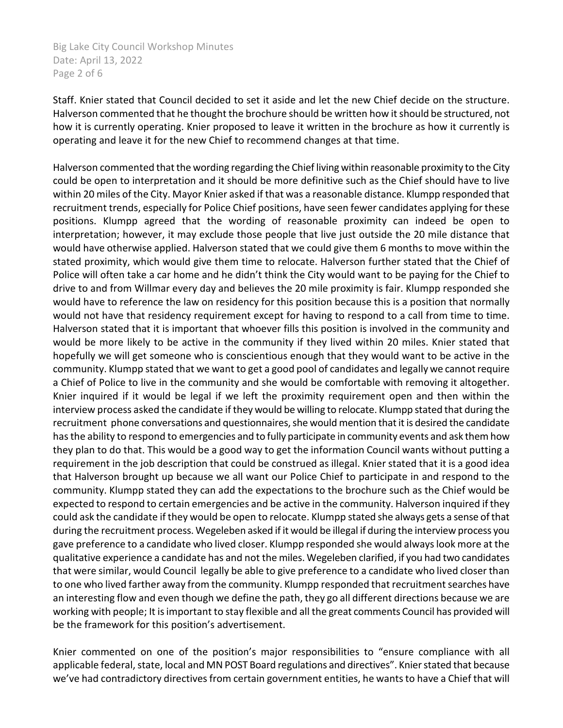Staff. Knier stated that Council decided to set it aside and let the new Chief decide on the structure. Halverson commented that he thought the brochure should be written how it should be structured, not how it is currently operating. Knier proposed to leave it written in the brochure as how it currently is operating and leave it for the new Chief to recommend changes at that time.

Halverson commented that the wording regarding the Chief living within reasonable proximity to the City could be open to interpretation and it should be more definitive such as the Chief should have to live within 20 miles of the City. Mayor Knier asked if that was a reasonable distance. Klumpp responded that recruitment trends, especially for Police Chief positions, have seen fewer candidates applying for these positions. Klumpp agreed that the wording of reasonable proximity can indeed be open to interpretation; however, it may exclude those people that live just outside the 20 mile distance that would have otherwise applied. Halverson stated that we could give them 6 months to move within the stated proximity, which would give them time to relocate. Halverson further stated that the Chief of Police will often take a car home and he didn't think the City would want to be paying for the Chief to drive to and from Willmar every day and believes the 20 mile proximity is fair. Klumpp responded she would have to reference the law on residency for this position because this is a position that normally would not have that residency requirement except for having to respond to a call from time to time. Halverson stated that it is important that whoever fills this position is involved in the community and would be more likely to be active in the community if they lived within 20 miles. Knier stated that hopefully we will get someone who is conscientious enough that they would want to be active in the community. Klumpp stated that we want to get a good pool of candidates and legally we cannot require a Chief of Police to live in the community and she would be comfortable with removing it altogether. Knier inquired if it would be legal if we left the proximity requirement open and then within the interview process asked the candidate if they would be willing to relocate. Klumpp stated that during the recruitment phone conversations and questionnaires, she would mention that it is desired the candidate has the ability to respond to emergencies and to fully participate in community events and ask them how they plan to do that. This would be a good way to get the information Council wants without putting a requirement in the job description that could be construed as illegal. Knier stated that it is a good idea that Halverson brought up because we all want our Police Chief to participate in and respond to the community. Klumpp stated they can add the expectations to the brochure such as the Chief would be expected to respond to certain emergencies and be active in the community. Halverson inquired if they could ask the candidate if they would be open to relocate. Klumpp stated she always gets a sense of that during the recruitment process. Wegeleben asked if it would be illegal if during the interview process you gave preference to a candidate who lived closer. Klumpp responded she would always look more at the qualitative experience a candidate has and not the miles. Wegeleben clarified, if you had two candidates that were similar, would Council legally be able to give preference to a candidate who lived closer than to one who lived farther away from the community. Klumpp responded that recruitment searches have an interesting flow and even though we define the path, they go all different directions because we are working with people; It is important to stay flexible and all the great comments Council has provided will be the framework for this position's advertisement.

Knier commented on one of the position's major responsibilities to "ensure compliance with all applicable federal, state, local and MN POST Board regulations and directives". Knier stated that because we've had contradictory directives from certain government entities, he wants to have a Chief that will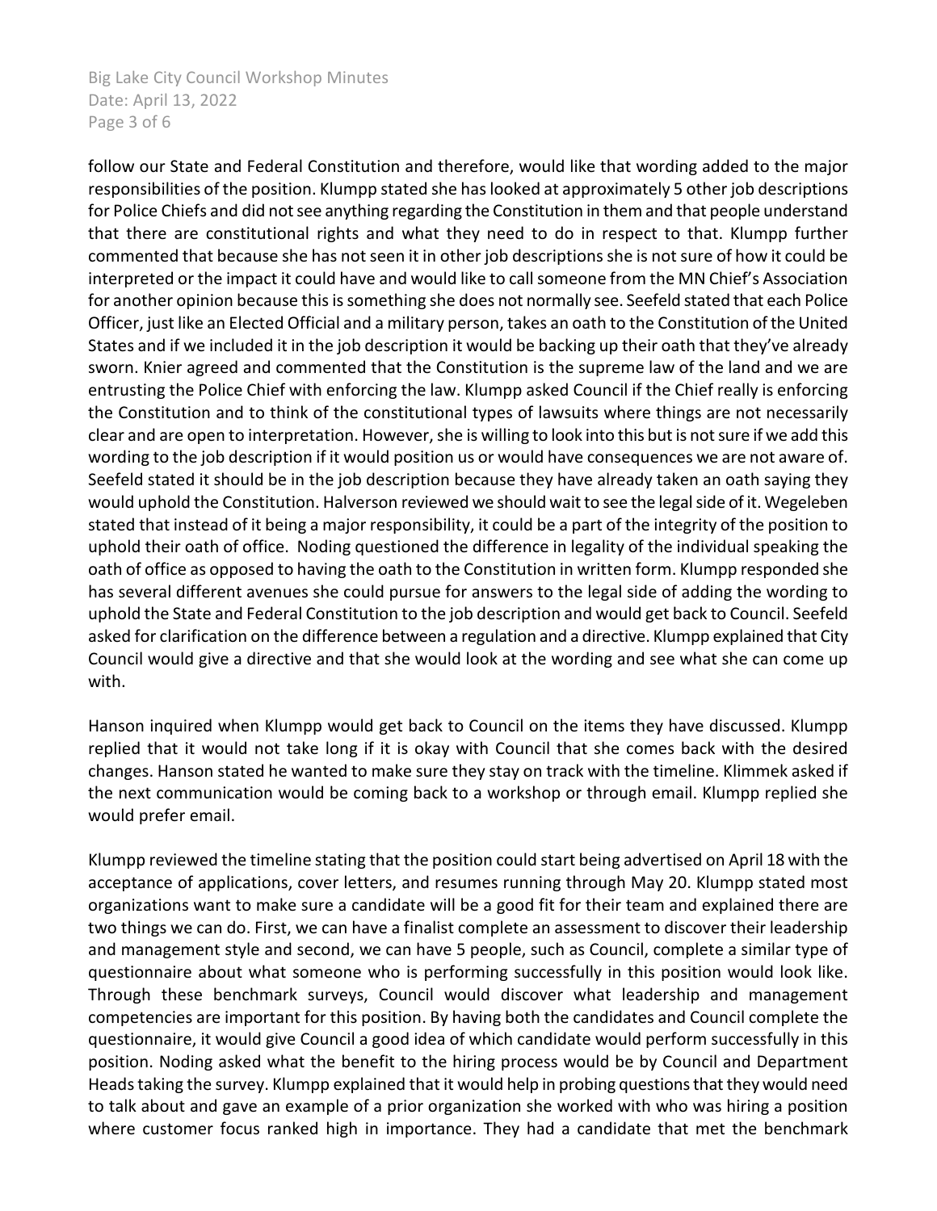follow our State and Federal Constitution and therefore, would like that wording added to the major responsibilities of the position. Klumpp stated she has looked at approximately 5 other job descriptions for Police Chiefs and did not see anything regarding the Constitution in them and that people understand that there are constitutional rights and what they need to do in respect to that. Klumpp further commented that because she has not seen it in other job descriptions she is not sure of how it could be interpreted or the impact it could have and would like to call someone from the MN Chief's Association for another opinion because this is something she does not normally see. Seefeld stated that each Police Officer, just like an Elected Official and a military person, takes an oath to the Constitution of the United States and if we included it in the job description it would be backing up their oath that they've already sworn. Knier agreed and commented that the Constitution is the supreme law of the land and we are entrusting the Police Chief with enforcing the law. Klumpp asked Council if the Chief really is enforcing the Constitution and to think of the constitutional types of lawsuits where things are not necessarily clear and are open to interpretation. However, she is willing to look into this but is not sure if we add this wording to the job description if it would position us or would have consequences we are not aware of. Seefeld stated it should be in the job description because they have already taken an oath saying they would uphold the Constitution. Halverson reviewed we should wait to see the legal side of it. Wegeleben stated that instead of it being a major responsibility, it could be a part of the integrity of the position to uphold their oath of office. Noding questioned the difference in legality of the individual speaking the oath of office as opposed to having the oath to the Constitution in written form. Klumpp responded she has several different avenues she could pursue for answers to the legal side of adding the wording to uphold the State and Federal Constitution to the job description and would get back to Council. Seefeld asked for clarification on the difference between a regulation and a directive. Klumpp explained that City Council would give a directive and that she would look at the wording and see what she can come up with.

Hanson inquired when Klumpp would get back to Council on the items they have discussed. Klumpp replied that it would not take long if it is okay with Council that she comes back with the desired changes. Hanson stated he wanted to make sure they stay on track with the timeline. Klimmek asked if the next communication would be coming back to a workshop or through email. Klumpp replied she would prefer email.

Klumpp reviewed the timeline stating that the position could start being advertised on April 18 with the acceptance of applications, cover letters, and resumes running through May 20. Klumpp stated most organizations want to make sure a candidate will be a good fit for their team and explained there are two things we can do. First, we can have a finalist complete an assessment to discover their leadership and management style and second, we can have 5 people, such as Council, complete a similar type of questionnaire about what someone who is performing successfully in this position would look like. Through these benchmark surveys, Council would discover what leadership and management competencies are important for this position. By having both the candidates and Council complete the questionnaire, it would give Council a good idea of which candidate would perform successfully in this position. Noding asked what the benefit to the hiring process would be by Council and Department Heads taking the survey. Klumpp explained that it would help in probing questions that they would need to talk about and gave an example of a prior organization she worked with who was hiring a position where customer focus ranked high in importance. They had a candidate that met the benchmark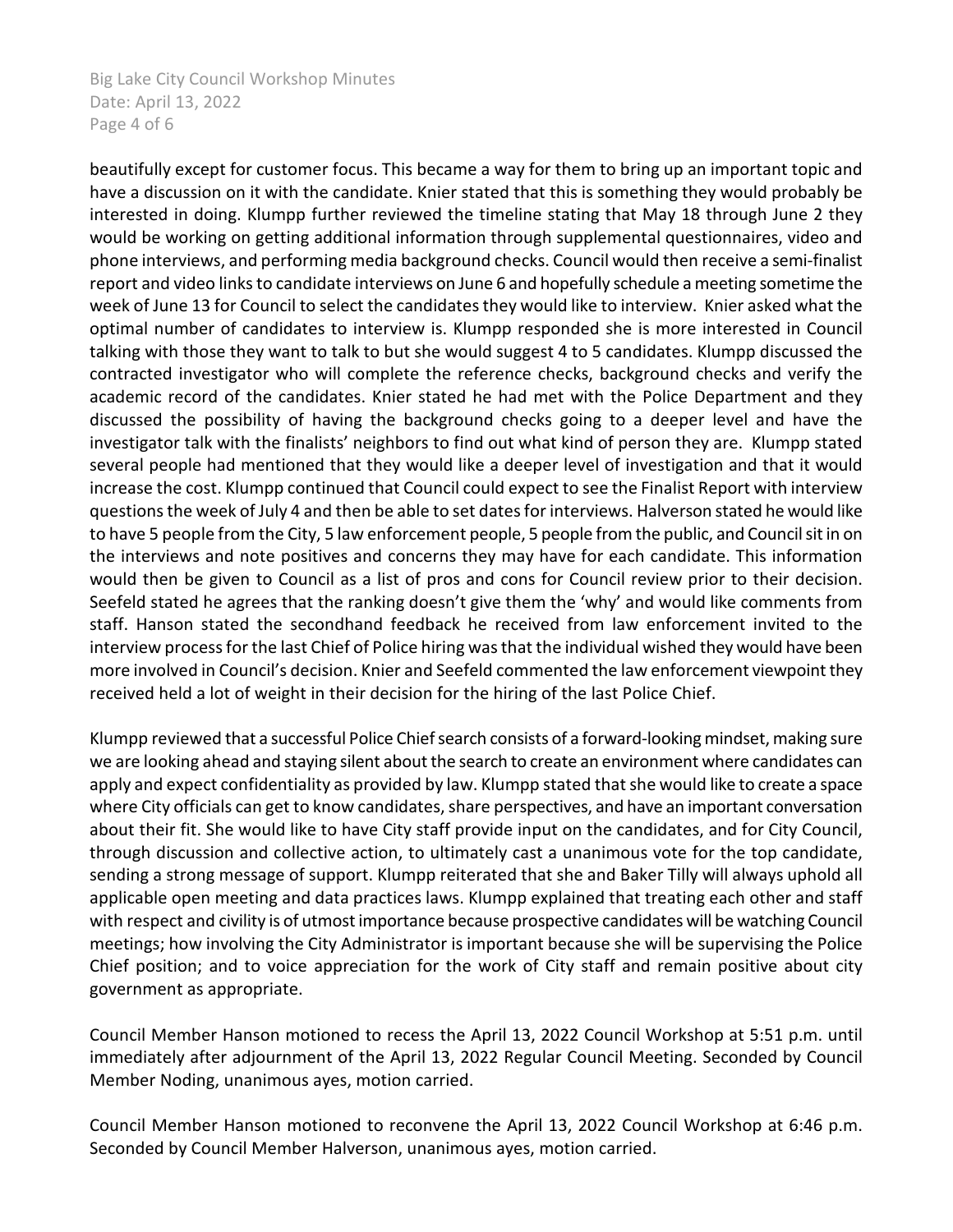beautifully except for customer focus. This became a way for them to bring up an important topic and have a discussion on it with the candidate. Knier stated that this is something they would probably be interested in doing. Klumpp further reviewed the timeline stating that May 18 through June 2 they would be working on getting additional information through supplemental questionnaires, video and phone interviews, and performing media background checks. Council would then receive a semi-finalist report and video links to candidate interviews on June 6 and hopefully schedule a meeting sometime the week of June 13 for Council to select the candidates they would like to interview. Knier asked what the optimal number of candidates to interview is. Klumpp responded she is more interested in Council talking with those they want to talk to but she would suggest 4 to 5 candidates. Klumpp discussed the contracted investigator who will complete the reference checks, background checks and verify the academic record of the candidates. Knier stated he had met with the Police Department and they discussed the possibility of having the background checks going to a deeper level and have the investigator talk with the finalists' neighbors to find out what kind of person they are. Klumpp stated several people had mentioned that they would like a deeper level of investigation and that it would increase the cost. Klumpp continued that Council could expect to see the Finalist Report with interview questions the week of July 4 and then be able to set dates for interviews. Halverson stated he would like to have 5 people from the City, 5 law enforcement people, 5 people from the public, and Council sit in on the interviews and note positives and concerns they may have for each candidate. This information would then be given to Council as a list of pros and cons for Council review prior to their decision. Seefeld stated he agrees that the ranking doesn't give them the 'why' and would like comments from staff. Hanson stated the secondhand feedback he received from law enforcement invited to the interview process for the last Chief of Police hiring was that the individual wished they would have been more involved in Council's decision. Knier and Seefeld commented the law enforcement viewpoint they received held a lot of weight in their decision for the hiring of the last Police Chief.

Klumpp reviewed that a successful Police Chief search consists of a forward-looking mindset, making sure we are looking ahead and staying silent about the search to create an environment where candidates can apply and expect confidentiality as provided by law. Klumpp stated that she would like to create a space where City officials can get to know candidates, share perspectives, and have an important conversation about their fit. She would like to have City staff provide input on the candidates, and for City Council, through discussion and collective action, to ultimately cast a unanimous vote for the top candidate, sending a strong message of support. Klumpp reiterated that she and Baker Tilly will always uphold all applicable open meeting and data practices laws. Klumpp explained that treating each other and staff with respect and civility is of utmost importance because prospective candidates will be watching Council meetings; how involving the City Administrator is important because she will be supervising the Police Chief position; and to voice appreciation for the work of City staff and remain positive about city government as appropriate.

Council Member Hanson motioned to recess the April 13, 2022 Council Workshop at 5:51 p.m. until immediately after adjournment of the April 13, 2022 Regular Council Meeting. Seconded by Council Member Noding, unanimous ayes, motion carried.

Council Member Hanson motioned to reconvene the April 13, 2022 Council Workshop at 6:46 p.m. Seconded by Council Member Halverson, unanimous ayes, motion carried.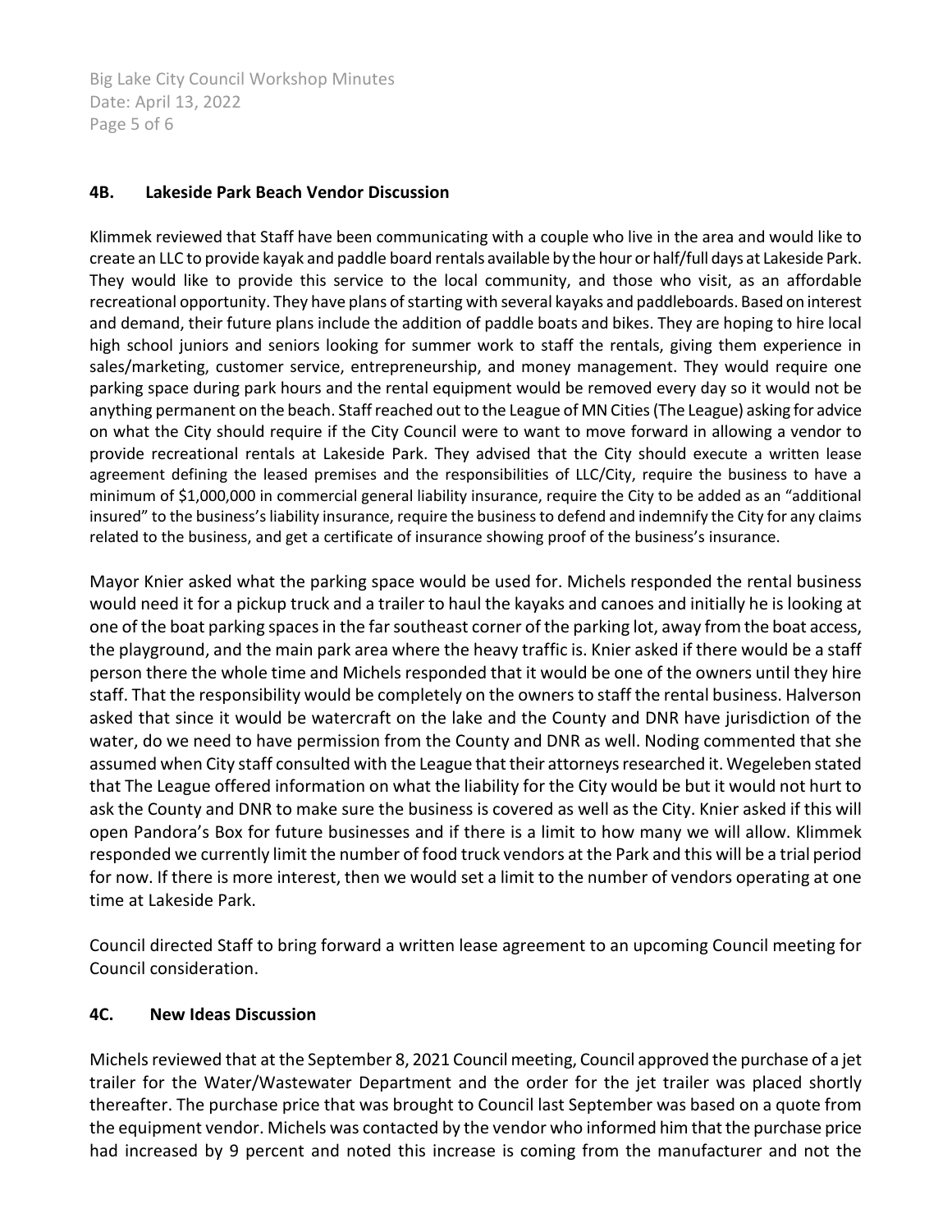### 4B. Lakeside Park Beach Vendor Discussion

Klimmek reviewed that Staff have been communicating with a couple who live in the area and would like to create an LLC to provide kayak and paddle board rentals available by the hour or half/full days at Lakeside Park. They would like to provide this service to the local community, and those who visit, as an affordable recreational opportunity. They have plans of starting with several kayaks and paddleboards. Based on interest and demand, their future plans include the addition of paddle boats and bikes. They are hoping to hire local high school juniors and seniors looking for summer work to staff the rentals, giving them experience in sales/marketing, customer service, entrepreneurship, and money management. They would require one parking space during park hours and the rental equipment would be removed every day so it would not be anything permanent on the beach. Staff reached out to the League of MN Cities (The League) asking for advice on what the City should require if the City Council were to want to move forward in allowing a vendor to provide recreational rentals at Lakeside Park. They advised that the City should execute a written lease agreement defining the leased premises and the responsibilities of LLC/City, require the business to have a minimum of $1,000,000 in commercial general liability insurance, require the City to be added as an "additional insured" to the business's liability insurance, require the business to defend and indemnify the City for any claims related to the business, and get a certificate of insurance showing proof of the business's insurance.

Mayor Knier asked what the parking space would be used for. Michels responded the rental business would need it for a pickup truck and a trailer to haul the kayaks and canoes and initially he is looking at one of the boat parking spaces in the far southeast corner of the parking lot, away from the boat access, the playground, and the main park area where the heavy traffic is. Knier asked if there would be a staff person there the whole time and Michels responded that it would be one of the owners until they hire staff. That the responsibility would be completely on the owners to staff the rental business. Halverson asked that since it would be watercraft on the lake and the County and DNR have jurisdiction of the water, do we need to have permission from the County and DNR as well. Noding commented that she assumed when City staff consulted with the League that their attorneys researched it. Wegeleben stated that The League offered information on what the liability for the City would be but it would not hurt to ask the County and DNR to make sure the business is covered as well as the City. Knier asked if this will open Pandora's Box for future businesses and if there is a limit to how many we will allow. Klimmek responded we currently limit the number of food truck vendors at the Park and this will be a trial period for now. If there is more interest, then we would set a limit to the number of vendors operating at one time at Lakeside Park.

Council directed Staff to bring forward a written lease agreement to an upcoming Council meeting for Council consideration.

### 4C. New Ideas Discussion

Michels reviewed that at the September 8, 2021 Council meeting, Council approved the purchase of a jet trailer for the Water/Wastewater Department and the order for the jet trailer was placed shortly thereafter. The purchase price that was brought to Council last September was based on a quote from the equipment vendor. Michels was contacted by the vendor who informed him that the purchase price had increased by 9 percent and noted this increase is coming from the manufacturer and not the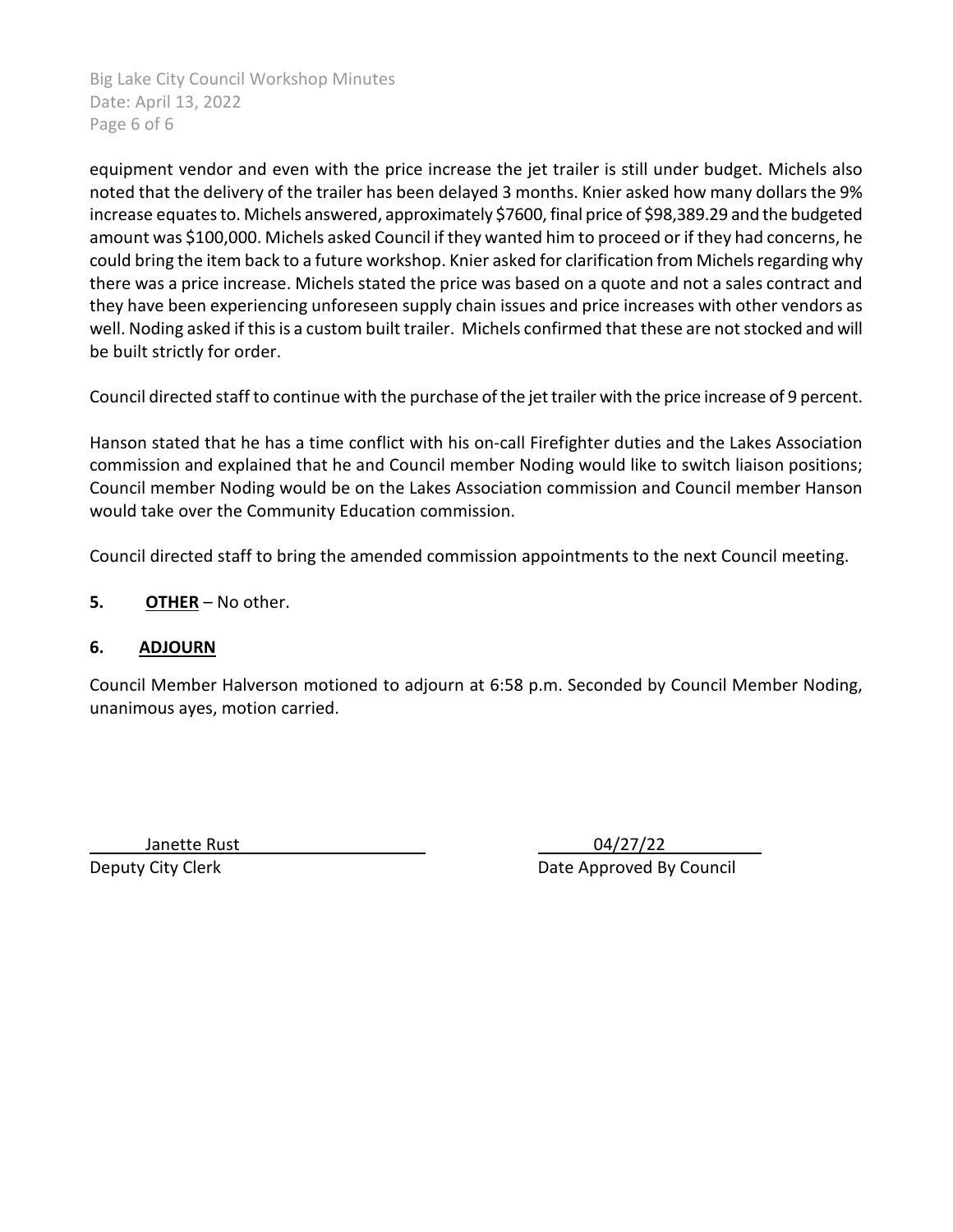equipment vendor and even with the price increase the jet trailer is still under budget. Michels also noted that the delivery of the trailer has been delayed 3 months. Knier asked how many dollars the 9% increase equates to. Michels answered, approximately $7600, final price of $98,389.29 and the budgeted amount was $100,000. Michels asked Council if they wanted him to proceed or if they had concerns, he could bring the item back to a future workshop. Knier asked for clarification from Michels regarding why there was a price increase. Michels stated the price was based on a quote and not a sales contract and they have been experiencing unforeseen supply chain issues and price increases with other vendors as well. Noding asked if this is a custom built trailer. Michels confirmed that these are not stocked and will be built strictly for order.

Council directed staff to continue with the purchase of the jet trailer with the price increase of 9 percent.

Hanson stated that he has a time conflict with his on-call Firefighter duties and the Lakes Association commission and explained that he and Council member Noding would like to switch liaison positions; Council member Noding would be on the Lakes Association commission and Council member Hanson would take over the Community Education commission.

Council directed staff to bring the amended commission appointments to the next Council meeting.

**5. OTHER** – No other.

**6. ADJOURN**

Council Member Halverson motioned to adjourn at 6:58 p.m. Seconded by Council Member Noding, unanimous ayes, motion carried.

Janette Rust
Deputy City Clerk

04/27/22
Date Approved By Council